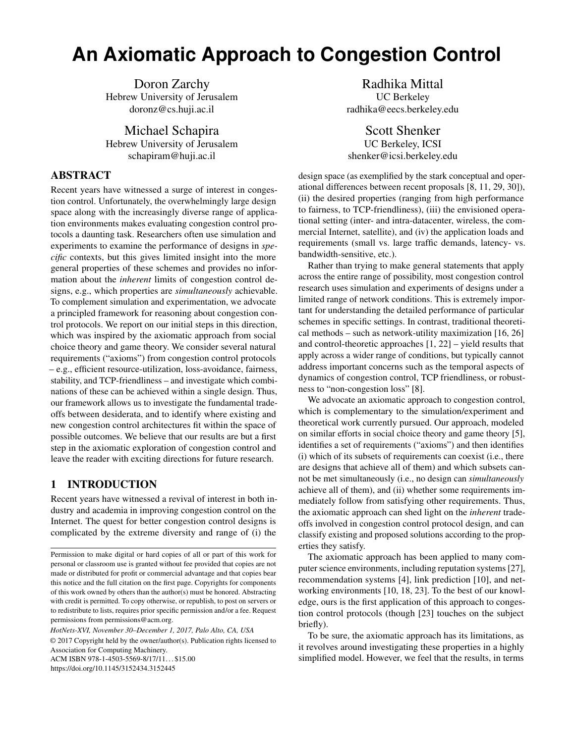# An Axiomatic Approach to Congestion Control

Doron Zarchy
Hebrew University of Jerusalem
doronz@cs.huji.ac.il

Radhika Mittal
UC Berkeley
radhika@eecs.berkeley.edu

Michael Schapira
Hebrew University of Jerusalem
schapiram@huji.ac.il

Scott Shenker
UC Berkeley, ICSI
shenker@icsi.berkeley.edu

## ABSTRACT

Recent years have witnessed a surge of interest in congestion control. Unfortunately, the overwhelmingly large design space along with the increasingly diverse range of application environments makes evaluating congestion control protocols a daunting task. Researchers often use simulation and experiments to examine the performance of designs in *specific* contexts, but this gives limited insight into the more general properties of these schemes and provides no information about the *inherent* limits of congestion control designs, e.g., which properties are *simultaneously* achievable. To complement simulation and experimentation, we advocate a principled framework for reasoning about congestion control protocols. We report on our initial steps in this direction, which was inspired by the axiomatic approach from social choice theory and game theory. We consider several natural requirements ("axioms") from congestion control protocols – e.g., efficient resource-utilization, loss-avoidance, fairness, stability, and TCP-friendliness – and investigate which combinations of these can be achieved within a single design. Thus, our framework allows us to investigate the fundamental tradeoffs between desiderata, and to identify where existing and new congestion control architectures fit within the space of possible outcomes. We believe that our results are but a first step in the axiomatic exploration of congestion control and leave the reader with exciting directions for future research.

## 1 INTRODUCTION

Recent years have witnessed a revival of interest in both industry and academia in improving congestion control on the Internet. The quest for better congestion control designs is complicated by the extreme diversity and range of (i) the design space (as exemplified by the stark conceptual and operational differences between recent proposals [8, 11, 29, 30]), (ii) the desired properties (ranging from high performance to fairness, to TCP-friendliness), (iii) the envisioned operational setting (inter- and intra-datacenter, wireless, the commercial Internet, satellite), and (iv) the application loads and requirements (small vs. large traffic demands, latency- vs. bandwidth-sensitive, etc.).

Rather than trying to make general statements that apply across the entire range of possibility, most congestion control research uses simulation and experiments of designs under a limited range of network conditions. This is extremely important for understanding the detailed performance of particular schemes in specific settings. In contrast, traditional theoretical methods – such as network-utility maximization [16, 26] and control-theoretic approaches [1, 22] – yield results that apply across a wider range of conditions, but typically cannot address important concerns such as the temporal aspects of dynamics of congestion control, TCP friendliness, or robustness to "non-congestion loss" [8].

We advocate an axiomatic approach to congestion control, which is complementary to the simulation/experiment and theoretical work currently pursued. Our approach, modeled on similar efforts in social choice theory and game theory [5], identifies a set of requirements ("axioms") and then identifies (i) which of its subsets of requirements can coexist (i.e., there are designs that achieve all of them) and which subsets cannot be met simultaneously (i.e., no design can *simultaneously* achieve all of them), and (ii) whether some requirements immediately follow from satisfying other requirements. Thus, the axiomatic approach can shed light on the *inherent* tradeoffs involved in congestion control protocol design, and can classify existing and proposed solutions according to the properties they satisfy.

The axiomatic approach has been applied to many computer science environments, including reputation systems [27], recommendation systems [4], link prediction [10], and networking environments [10, 18, 23]. To the best of our knowledge, ours is the first application of this approach to congestion control protocols (though [23] touches on the subject briefly).

To be sure, the axiomatic approach has its limitations, as it revolves around investigating these properties in a highly simplified model. However, we feel that the results, in terms

Permission to make digital or hard copies of all or part of this work for personal or classroom use is granted without fee provided that copies are not made or distributed for profit or commercial advantage and that copies bear this notice and the full citation on the first page. Copyrights for components of this work owned by others than the author(s) must be honored. Abstracting with credit is permitted. To copy otherwise, or republish, to post on servers or to redistribute to lists, requires prior specific permission and/or a fee. Request permissions from permissions@acm.org.

*HotNets-XVI, November 30–December 1, 2017, Palo Alto, CA, USA*

© 2017 Copyright held by the owner/author(s). Publication rights licensed to Association for Computing Machinery.

ACM ISBN 978-1-4503-5569-8/17/11…$15.00

https://doi.org/10.1145/3152434.3152445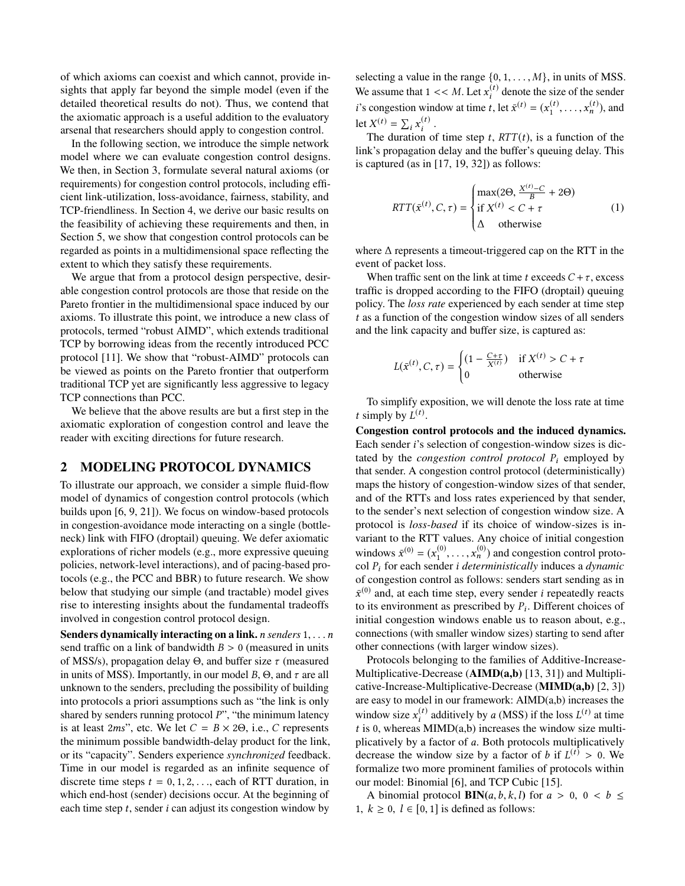of which axioms can coexist and which cannot, provide insights that apply far beyond the simple model (even if the detailed theoretical results do not). Thus, we contend that the axiomatic approach is a useful addition to the evaluatory arsenal that researchers should apply to congestion control.

In the following section, we introduce the simple network model where we can evaluate congestion control designs. We then, in Section 3, formulate several natural axioms (or requirements) for congestion control protocols, including efficient link-utilization, loss-avoidance, fairness, stability, and TCP-friendliness. In Section 4, we derive our basic results on the feasibility of achieving these requirements and then, in Section 5, we show that congestion control protocols can be regarded as points in a multidimensional space reflecting the extent to which they satisfy these requirements.

We argue that from a protocol design perspective, desirable congestion control protocols are those that reside on the Pareto frontier in the multidimensional space induced by our axioms. To illustrate this point, we introduce a new class of protocols, termed "robust AIMD", which extends traditional TCP by borrowing ideas from the recently introduced PCC protocol [11]. We show that "robust-AIMD" protocols can be viewed as points on the Pareto frontier that outperform traditional TCP yet are significantly less aggressive to legacy TCP connections than PCC.

We believe that the above results are but a first step in the axiomatic exploration of congestion control and leave the reader with exciting directions for future research.

## 2 MODELING PROTOCOL DYNAMICS

To illustrate our approach, we consider a simple fluid-flow model of dynamics of congestion control protocols (which builds upon [6, 9, 21]). We focus on window-based protocols in congestion-avoidance mode interacting on a single (bottleneck) link with FIFO (droptail) queuing. We defer axiomatic explorations of richer models (e.g., more expressive queuing policies, network-level interactions), and of pacing-based protocols (e.g., the PCC and BBR) to future research. We show below that studying our simple (and tractable) model gives rise to interesting insights about the fundamental tradeoffs involved in congestion control protocol design.

**Senders dynamically interacting on a link.** *n senders* $1, \ldots n$ send traffic on a link of bandwidth $B > 0$ (measured in units of MSS/s), propagation delay $\Theta$, and buffer size $\tau$ (measured in units of MSS). Importantly, in our model $B$, $\Theta$, and $\tau$ are all unknown to the senders, precluding the possibility of building into protocols a priori assumptions such as "the link is only shared by senders running protocol $P$", "the minimum latency is at least $2ms$", etc. We let $C = B \times 2\Theta$, i.e., $C$ represents the minimum possible bandwidth-delay product for the link, or its "capacity". Senders experience *synchronized* feedback. Time in our model is regarded as an infinite sequence of discrete time steps $t = 0, 1, 2, \ldots$, each of RTT duration, in which end-host (sender) decisions occur. At the beginning of each time step $t$, sender $i$ can adjust its congestion window by selecting a value in the range $\{0, 1, \ldots, M\}$, in units of MSS. We assume that $1 << M$. Let $x_i^{(t)}$ denote the size of the sender $i$'s congestion window at time $t$, let $\bar{x}^{(t)} = (x_1^{(t)}, \ldots, x_n^{(t)})$, and let $X^{(t)} = \sum_i x_i^{(t)}$.

The duration of time step $t$, $RTT(t)$, is a function of the link's propagation delay and the buffer's queuing delay. This is captured (as in [17, 19, 32]) as follows:

$$RTT(\bar{x}^{(t)}, C, \tau) = \begin{cases} \max(2\Theta, \frac{X^{(t)} - C}{B} + 2\Theta) \\ \text{if } X^{(t)} < C + \tau \\ \Delta \quad \text{otherwise} \end{cases} \quad (1)$$

where $\Delta$ represents a timeout-triggered cap on the RTT in the event of packet loss.

When traffic sent on the link at time $t$ exceeds $C + \tau$, excess traffic is dropped according to the FIFO (droptail) queuing policy. The *loss rate* experienced by each sender at time step $t$ as a function of the congestion window sizes of all senders and the link capacity and buffer size, is captured as:

$$L(\bar{x}^{(t)}, C, \tau) = \begin{cases} (1 - \frac{C+\tau}{X^{(t)}}) & \text{if } X^{(t)} > C + \tau \\ 0 & \text{otherwise} \end{cases}$$

To simplify exposition, we will denote the loss rate at time $t$ simply by $L^{(t)}$.

**Congestion control protocols and the induced dynamics.** Each sender $i$'s selection of congestion-window sizes is dictated by the *congestion control protocol* $P_i$ employed by that sender. A congestion control protocol (deterministically) maps the history of congestion-window sizes of that sender, and of the RTTs and loss rates experienced by that sender, to the sender's next selection of congestion window size. A protocol is *loss-based* if its choice of window-sizes is invariant to the RTT values. Any choice of initial congestion windows $\bar{x}^{(0)} = (x_1^{(0)}, \ldots, x_n^{(0)})$ and congestion control protocol $P_i$ for each sender $i$ *deterministically* induces a *dynamic* of congestion control as follows: senders start sending as in $\bar{x}^{(0)}$ and, at each time step, every sender $i$ repeatedly reacts to its environment as prescribed by $P_i$. Different choices of initial congestion windows enable us to reason about, e.g., connections (with smaller window sizes) starting to send after other connections (with larger window sizes).

Protocols belonging to the families of Additive-Increase-Multiplicative-Decrease (**AIMD(a,b)** [13, 31]) and Multiplicative-Increase-Multiplicative-Decrease (**MIMD(a,b)** [2, 3]) are easy to model in our framework: AIMD(a,b) increases the window size $x_i^{(t)}$ additively by $a$ (MSS) if the loss $L^{(t)}$ at time $t$ is 0, whereas MIMD(a,b) increases the window size multiplicatively by a factor of $a$. Both protocols multiplicatively decrease the window size by a factor of $b$ if $L^{(t)} > 0$. We formalize two more prominent families of protocols within our model: Binomial [6], and TCP Cubic [15].

A binomial protocol **BIN**$(a, b, k, l)$ for $a > 0$, $0 < b \leq 1$, $k \geq 0$, $l \in [0, 1]$ is defined as follows: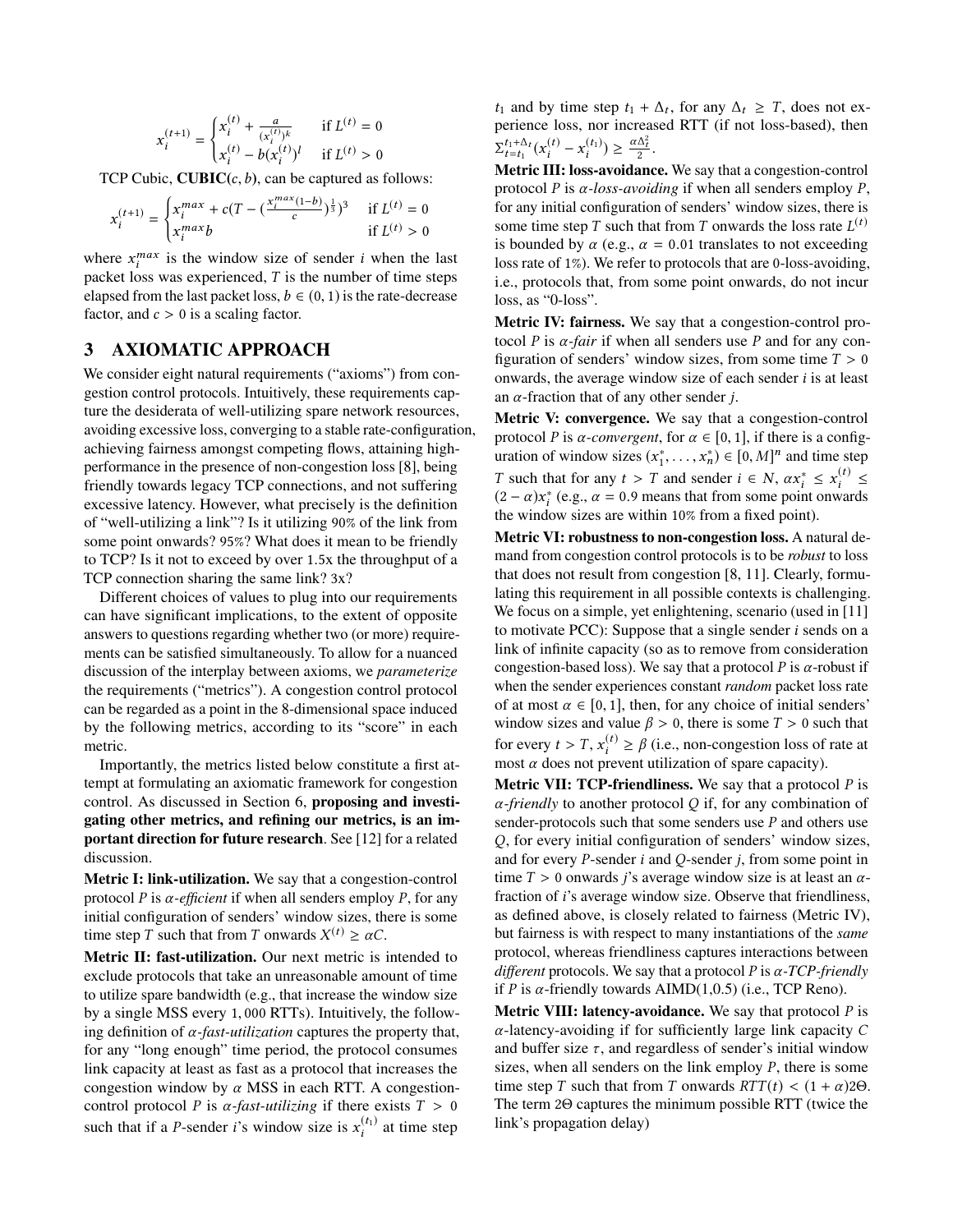$$x_i^{(t+1)} = \begin{cases} x_i^{(t)} + \frac{a}{(x_i^{(t)})^k} & \text{if } L^{(t)} = 0 \\ x_i^{(t)} - b(x_i^{(t)})^l & \text{if } L^{(t)} > 0 \end{cases}$$

TCP Cubic, **CUBIC**$(c, b)$, can be captured as follows:

$$x_i^{(t+1)} = \begin{cases} x_i^{max} + c(T - (\frac{x_i^{max}(1-b)}{c})^{\frac{1}{3}})^3 & \text{if } L^{(t)} = 0 \\ x_i^{max} b & \text{if } L^{(t)} > 0 \end{cases}$$

where $x_i^{max}$ is the window size of sender $i$ when the last packet loss was experienced, $T$ is the number of time steps elapsed from the last packet loss, $b \in (0, 1)$ is the rate-decrease factor, and $c > 0$ is a scaling factor.

# 3 AXIOMATIC APPROACH

We consider eight natural requirements ("axioms") from congestion control protocols. Intuitively, these requirements capture the desiderata of well-utilizing spare network resources, avoiding excessive loss, converging to a stable rate-configuration, achieving fairness amongst competing flows, attaining high-performance in the presence of non-congestion loss [8], being friendly towards legacy TCP connections, and not suffering excessive latency. However, what precisely is the definition of "well-utilizing a link"? Is it utilizing 90% of the link from some point onwards? 95%? What does it mean to be friendly to TCP? Is it not to exceed by over 1.5x the throughput of a TCP connection sharing the same link? 3x?

Different choices of values to plug into our requirements can have significant implications, to the extent of opposite answers to questions regarding whether two (or more) requirements can be satisfied simultaneously. To allow for a nuanced discussion of the interplay between axioms, we *parameterize* the requirements ("metrics"). A congestion control protocol can be regarded as a point in the 8-dimensional space induced by the following metrics, according to its "score" in each metric.

Importantly, the metrics listed below constitute a first attempt at formulating an axiomatic framework for congestion control. As discussed in Section 6, **proposing and investigating other metrics, and refining our metrics, is an important direction for future research**. See [12] for a related discussion.

**Metric I: link-utilization.** We say that a congestion-control protocol $P$ is *$\alpha$-efficient* if when all senders employ $P$, for any initial configuration of senders' window sizes, there is some time step $T$ such that from $T$ onwards $X^{(t)} \geq \alpha C$.

**Metric II: fast-utilization.** Our next metric is intended to exclude protocols that take an unreasonable amount of time to utilize spare bandwidth (e.g., that increase the window size by a single MSS every 1,000 RTTs). Intuitively, the following definition of *$\alpha$-fast-utilization* captures the property that, for any "long enough" time period, the protocol consumes link capacity at least as fast as a protocol that increases the congestion window by $\alpha$ MSS in each RTT. A congestion-control protocol $P$ is *$\alpha$-fast-utilizing* if there exists $T > 0$ such that if a $P$-sender $i$'s window size is $x_i^{(t_1)}$ at time step $t_1$ and by time step $t_1 + \Delta_t$, for any $\Delta_t \geq T$, does not experience loss, nor increased RTT (if not loss-based), then $\Sigma_{t=t_1}^{t_1+\Delta_t}(x_i^{(t)} - x_i^{(t_1)}) \geq \frac{\alpha \Delta_t^2}{2}$.

**Metric III: loss-avoidance.** We say that a congestion-control protocol $P$ is *$\alpha$-loss-avoiding* if when all senders employ $P$, for any initial configuration of senders' window sizes, there is some time step $T$ such that from $T$ onwards the loss rate $L^{(t)}$ is bounded by $\alpha$ (e.g., $\alpha = 0.01$ translates to not exceeding loss rate of 1%). We refer to protocols that are 0-loss-avoiding, i.e., protocols that, from some point onwards, do not incur loss, as "0-loss".

**Metric IV: fairness.** We say that a congestion-control protocol $P$ is *$\alpha$-fair* if when all senders use $P$ and for any configuration of senders' window sizes, from some time $T > 0$ onwards, the average window size of each sender $i$ is at least an $\alpha$-fraction of that of any other sender $j$.

**Metric V: convergence.** We say that a congestion-control protocol $P$ is *$\alpha$-convergent*, for $\alpha \in [0, 1]$, if there is a configuration of window sizes $(x_1^*, \ldots, x_n^*) \in [0, M]^n$ and time step $T$ such that for any $t > T$ and sender $i \in N$, $\alpha x_i^* \leq x_i^{(t)} \leq (2 - \alpha)x_i^*$ (e.g., $\alpha = 0.9$ means that from some point onwards the window sizes are within 10% from a fixed point).

**Metric VI: robustness to non-congestion loss.** A natural demand from congestion control protocols is to be *robust* to loss that does not result from congestion [8, 11]. Clearly, formulating this requirement in all possible contexts is challenging. We focus on a simple, yet enlightening, scenario (used in [11] to motivate PCC): Suppose that a single sender $i$ sends on a link of infinite capacity (so as to remove from consideration congestion-based loss). We say that a protocol $P$ is $\alpha$-robust if when the sender experiences constant *random* packet loss rate of at most $\alpha \in [0, 1]$, then, for any choice of initial senders' window sizes and value $\beta > 0$, there is some $T > 0$ such that for every $t > T$, $x_i^{(t)} \geq \beta$ (i.e., non-congestion loss of rate at most $\alpha$ does not prevent utilization of spare capacity).

**Metric VII: TCP-friendliness.** We say that a protocol $P$ is *$\alpha$-friendly* to another protocol $Q$ if, for any combination of sender-protocols such that some senders use $P$ and others use $Q$, for every initial configuration of senders' window sizes, and for every $P$-sender $i$ and $Q$-sender $j$, from some point in time $T > 0$ onwards $j$'s average window size is at least an $\alpha$-fraction of $i$'s average window size. Observe that friendliness, as defined above, is closely related to fairness (Metric IV), but fairness is with respect to many instantiations of the *same* protocol, whereas friendliness captures interactions between *different* protocols. We say that a protocol $P$ is *$\alpha$-TCP-friendly* if $P$ is $\alpha$-friendly towards AIMD(1,0.5) (i.e., TCP Reno).

**Metric VIII: latency-avoidance.** We say that protocol $P$ is $\alpha$-latency-avoiding if for sufficiently large link capacity $C$ and buffer size $\tau$, and regardless of sender's initial window sizes, when all senders on the link employ $P$, there is some time step $T$ such that from $T$ onwards $RTT(t) < (1 + \alpha)2\Theta$. The term $2\Theta$ captures the minimum possible RTT (twice the link's propagation delay)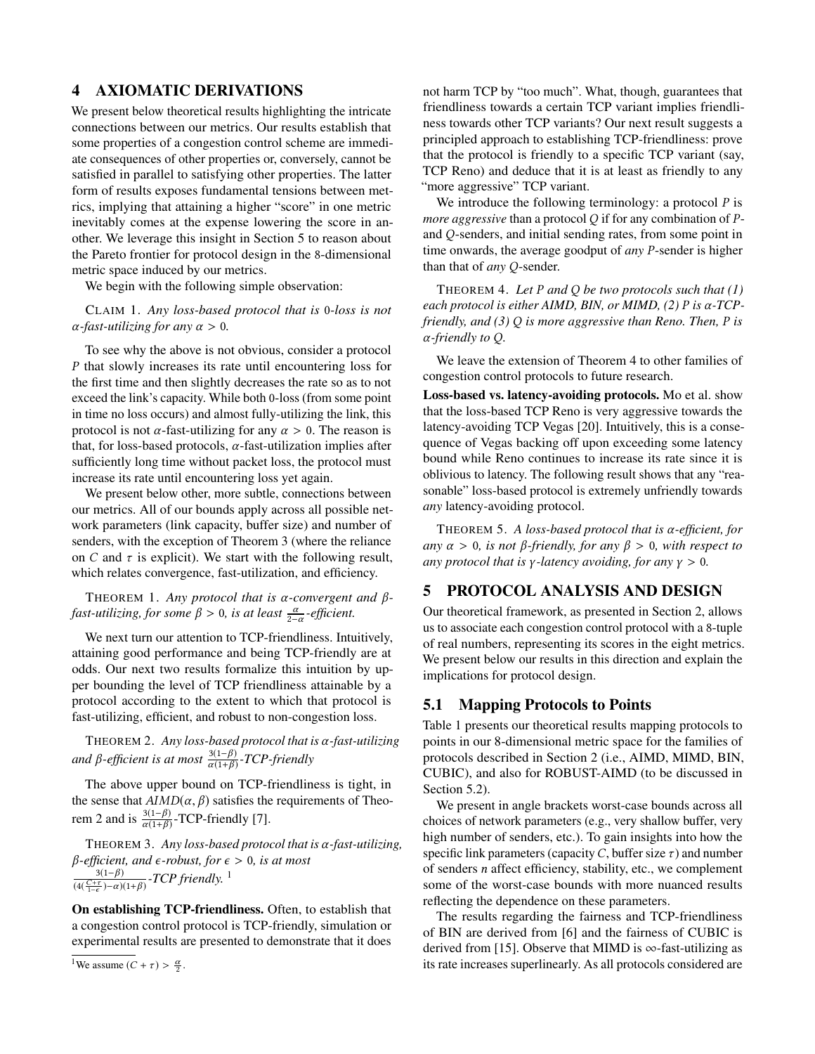## 4 AXIOMATIC DERIVATIONS

We present below theoretical results highlighting the intricate connections between our metrics. Our results establish that some properties of a congestion control scheme are immediate consequences of other properties or, conversely, cannot be satisfied in parallel to satisfying other properties. The latter form of results exposes fundamental tensions between metrics, implying that attaining a higher "score" in one metric inevitably comes at the expense lowering the score in another. We leverage this insight in Section 5 to reason about the Pareto frontier for protocol design in the 8-dimensional metric space induced by our metrics.

We begin with the following simple observation:

CLAIM 1. *Any loss-based protocol that is 0-loss is not $\alpha$-fast-utilizing for any $\alpha > 0$.*

To see why the above is not obvious, consider a protocol $P$ that slowly increases its rate until encountering loss for the first time and then slightly decreases the rate so as to not exceed the link's capacity. While both 0-loss (from some point in time no loss occurs) and almost fully-utilizing the link, this protocol is not $\alpha$-fast-utilizing for any $\alpha > 0$. The reason is that, for loss-based protocols, $\alpha$-fast-utilization implies after sufficiently long time without packet loss, the protocol must increase its rate until encountering loss yet again.

We present below other, more subtle, connections between our metrics. All of our bounds apply across all possible network parameters (link capacity, buffer size) and number of senders, with the exception of Theorem 3 (where the reliance on $C$ and $\tau$ is explicit). We start with the following result, which relates convergence, fast-utilization, and efficiency.

THEOREM 1. *Any protocol that is $\alpha$-convergent and $\beta$-fast-utilizing, for some $\beta > 0$, is at least $\frac{\alpha}{2-\alpha}$-efficient.*

We next turn our attention to TCP-friendliness. Intuitively, attaining good performance and being TCP-friendly are at odds. Our next two results formalize this intuition by upper bounding the level of TCP friendliness attainable by a protocol according to the extent to which that protocol is fast-utilizing, efficient, and robust to non-congestion loss.

THEOREM 2. *Any loss-based protocol that is $\alpha$-fast-utilizing and $\beta$-efficient is at most $\frac{3(1-\beta)}{\alpha(1+\beta)}$-TCP-friendly*

The above upper bound on TCP-friendliness is tight, in the sense that $AIMD(\alpha, \beta)$ satisfies the requirements of Theorem 2 and is $\frac{3(1-\beta)}{\alpha(1+\beta)}$-TCP-friendly [7].

THEOREM 3. *Any loss-based protocol that is $\alpha$-fast-utilizing, $\beta$-efficient, and $\epsilon$-robust, for $\epsilon > 0$, is at most $\frac{3(1-\beta)}{(4(\frac{C+\tau}{1-\epsilon})-\alpha)(1+\beta)}$-TCP friendly.* [1]

**On establishing TCP-friendliness.** Often, to establish that a congestion control protocol is TCP-friendly, simulation or experimental results are presented to demonstrate that it does not harm TCP by "too much". What, though, guarantees that friendliness towards a certain TCP variant implies friendliness towards other TCP variants? Our next result suggests a principled approach to establishing TCP-friendliness: prove that the protocol is friendly to a specific TCP variant (say, TCP Reno) and deduce that it is at least as friendly to any "more aggressive" TCP variant.

We introduce the following terminology: a protocol $P$ is *more aggressive* than a protocol $Q$ if for any combination of $P$- and $Q$-senders, and initial sending rates, from some point in time onwards, the average goodput of *any* $P$-sender is higher than that of *any* $Q$-sender.

THEOREM 4. *Let $P$ and $Q$ be two protocols such that (1) each protocol is either AIMD, BIN, or MIMD, (2) $P$ is $\alpha$-TCP-friendly, and (3) $Q$ is more aggressive than Reno. Then, $P$ is $\alpha$-friendly to $Q$.*

We leave the extension of Theorem 4 to other families of congestion control protocols to future research.

**Loss-based vs. latency-avoiding protocols.** Mo et al. show that the loss-based TCP Reno is very aggressive towards the latency-avoiding TCP Vegas [20]. Intuitively, this is a consequence of Vegas backing off upon exceeding some latency bound while Reno continues to increase its rate since it is oblivious to latency. The following result shows that any "reasonable" loss-based protocol is extremely unfriendly towards *any* latency-avoiding protocol.

THEOREM 5. *A loss-based protocol that is $\alpha$-efficient, for any $\alpha > 0$, is not $\beta$-friendly, for any $\beta > 0$, with respect to any protocol that is $\gamma$-latency avoiding, for any $\gamma > 0$.*

## 5 PROTOCOL ANALYSIS AND DESIGN

Our theoretical framework, as presented in Section 2, allows us to associate each congestion control protocol with a 8-tuple of real numbers, representing its scores in the eight metrics. We present below our results in this direction and explain the implications for protocol design.

### 5.1 Mapping Protocols to Points

Table 1 presents our theoretical results mapping protocols to points in our 8-dimensional metric space for the families of protocols described in Section 2 (i.e., AIMD, MIMD, BIN, CUBIC), and also for ROBUST-AIMD (to be discussed in Section 5.2).

We present in angle brackets worst-case bounds across all choices of network parameters (e.g., very shallow buffer, very high number of senders, etc.). To gain insights into how the specific link parameters (capacity $C$, buffer size $\tau$) and number of senders $n$ affect efficiency, stability, etc., we complement some of the worst-case bounds with more nuanced results reflecting the dependence on these parameters.

The results regarding the fairness and TCP-friendliness of BIN are derived from [6] and the fairness of CUBIC is derived from [15]. Observe that MIMD is $\infty$-fast-utilizing as its rate increases superlinearly. As all protocols considered are

[1] We assume $(C + \tau) > \frac{\alpha}{2}$.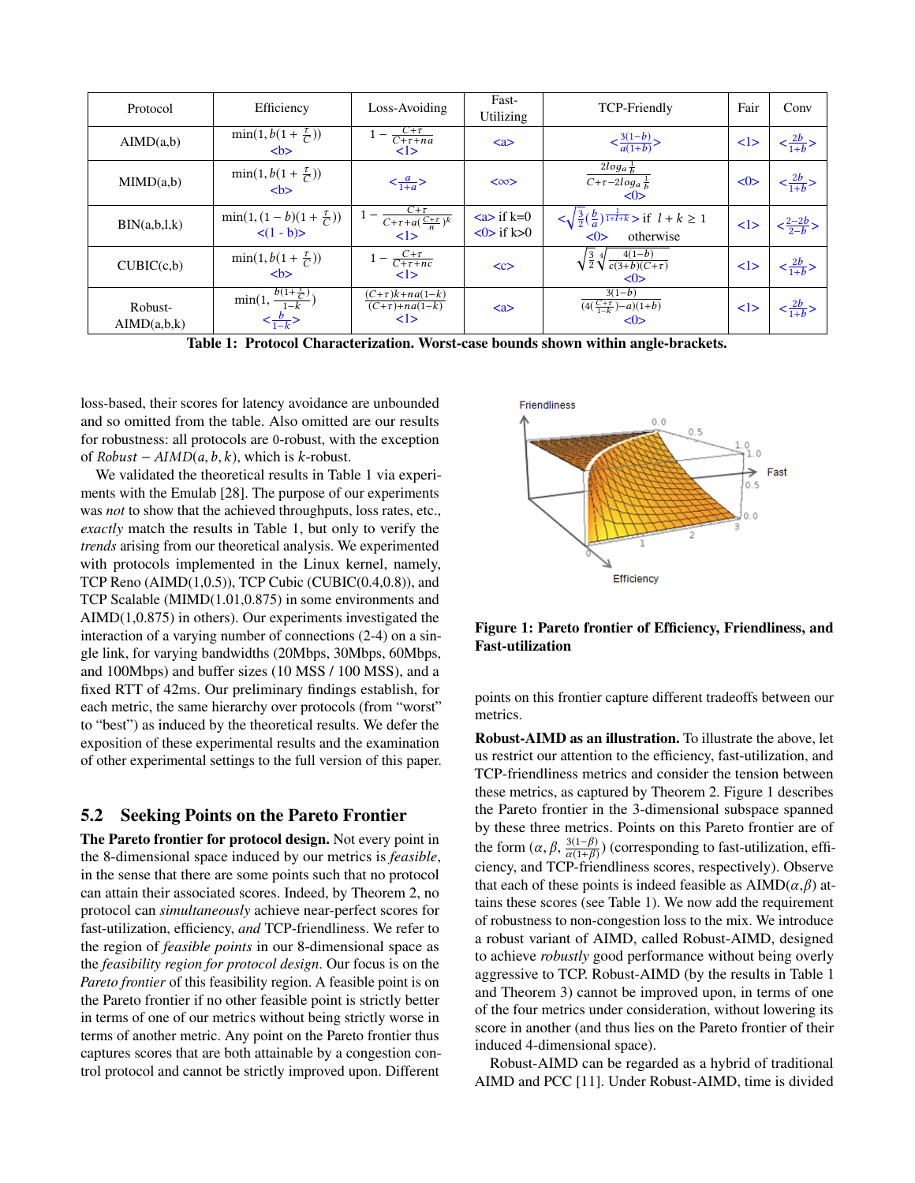| Protocol | Efficiency | Loss-Avoiding | Fast-Utilizing | TCP-Friendly | Fair | Conv |
|---|---|---|---|---|---|---|
| AIMD(a,b) | $\min(1, b(1+\frac{\tau}{C}))$ <b> | $1-\frac{C+\tau}{C+\tau+na}$ <1> | <a> | $<\frac{3(1-b)}{a(1+b)}>$ | <1> | $<\frac{2b}{1+b}>$ |
| MIMD(a,b) | $\min(1, b(1+\frac{\tau}{C}))$ <b> | $<\frac{a}{1+a}>$ | <∞> | $\frac{2\log_a \frac{1}{b}}{C+\tau-2\log_a \frac{1}{b}}$ <0> | <0> | $<\frac{2b}{1+b}>$ |
| BIN(a,b,l,k) | $\min(1, (1-b)(1+\frac{\tau}{C}))$ <(1 - b)> | $1-\frac{C+\tau}{C+\tau+a(\frac{C+\tau}{n})^k}$ <1> | <a> if k=0 <0> if k>0 | $<\sqrt{\frac{3}{2}}(\frac{b}{a})^{\frac{1}{1+l+k}}>$ if $l+k \geq 1$ <0> otherwise | <1> | $<\frac{2-2b}{2-b}>$ |
| CUBIC(c,b) | $\min(1, b(1+\frac{\tau}{C}))$ <b> | $1-\frac{C+\tau}{C+\tau+nc}$ <1> | <c> | $\sqrt{\frac{3}{2}}\sqrt[4]{\frac{4(1-b)}{c(3+b)(C+\tau)}}$ <0> | <1> | $<\frac{2b}{1+b}>$ |
| Robust-AIMD(a,b,k) | $\min(1, \frac{b(1+\frac{\tau}{C})}{1-k})$ $<\frac{b}{1-k}>$ | $\frac{(C+\tau)k+na(1-k)}{(C+\tau)+na(1-k)}$ <1> | <a> | $\frac{3(1-b)}{(4(\frac{C+\tau}{1-k})-a)(1+b)}$ <0> | <1> | $<\frac{2b}{1+b}>$ |

**Table 1: Protocol Characterization. Worst-case bounds shown within angle-brackets.**

loss-based, their scores for latency avoidance are unbounded and so omitted from the table. Also omitted are our results for robustness: all protocols are 0-robust, with the exception of $Robust-AIMD(a,b,k)$, which is $k$-robust.

We validated the theoretical results in Table 1 via experiments with the Emulab [28]. The purpose of our experiments was *not* to show that the achieved throughputs, loss rates, etc., *exactly* match the results in Table 1, but only to verify the *trends* arising from our theoretical analysis. We experimented with protocols implemented in the Linux kernel, namely, TCP Reno (AIMD(1,0.5)), TCP Cubic (CUBIC(0.4,0.8)), and TCP Scalable (MIMD(1.01,0.875) in some environments and AIMD(1,0.875) in others). Our experiments investigated the interaction of a varying number of connections (2-4) on a single link, for varying bandwidths (20Mbps, 30Mbps, 60Mbps, and 100Mbps) and buffer sizes (10 MSS / 100 MSS), and a fixed RTT of 42ms. Our preliminary findings establish, for each metric, the same hierarchy over protocols (from "worst" to "best") as induced by the theoretical results. We defer the exposition of these experimental results and the examination of other experimental settings to the full version of this paper.

## 5.2 Seeking Points on the Pareto Frontier

**The Pareto frontier for protocol design.** Not every point in the 8-dimensional space induced by our metrics is *feasible*, in the sense that there are some points such that no protocol can attain their associated scores. Indeed, by Theorem 2, no protocol can *simultaneously* achieve near-perfect scores for fast-utilization, efficiency, *and* TCP-friendliness. We refer to the region of *feasible points* in our 8-dimensional space as the *feasibility region for protocol design*. Our focus is on the *Pareto frontier* of this feasibility region. A feasible point is on the Pareto frontier if no other feasible point is strictly better in terms of one of our metrics without being strictly worse in terms of another metric. Any point on the Pareto frontier thus captures scores that are both attainable by a congestion control protocol and cannot be strictly improved upon. Different points on this frontier capture different tradeoffs between our metrics.

**Figure 1: Pareto frontier of Efficiency, Friendliness, and Fast-utilization**

**Robust-AIMD as an illustration.** To illustrate the above, let us restrict our attention to the efficiency, fast-utilization, and TCP-friendliness metrics and consider the tension between these metrics, as captured by Theorem 2. Figure 1 describes the Pareto frontier in the 3-dimensional subspace spanned by these three metrics. Points on this Pareto frontier are of the form $(\alpha, \beta, \frac{3(1-\beta)}{\alpha(1+\beta)})$ (corresponding to fast-utilization, efficiency, and TCP-friendliness scores, respectively). Observe that each of these points is indeed feasible as AIMD($\alpha$,$\beta$) attains these scores (see Table 1). We now add the requirement of robustness to non-congestion loss to the mix. We introduce a robust variant of AIMD, called Robust-AIMD, designed to achieve *robustly* good performance without being overly aggressive to TCP. Robust-AIMD (by the results in Table 1 and Theorem 3) cannot be improved upon, in terms of one of the four metrics under consideration, without lowering its score in another (and thus lies on the Pareto frontier of their induced 4-dimensional space).

Robust-AIMD can be regarded as a hybrid of traditional AIMD and PCC [11]. Under Robust-AIMD, time is divided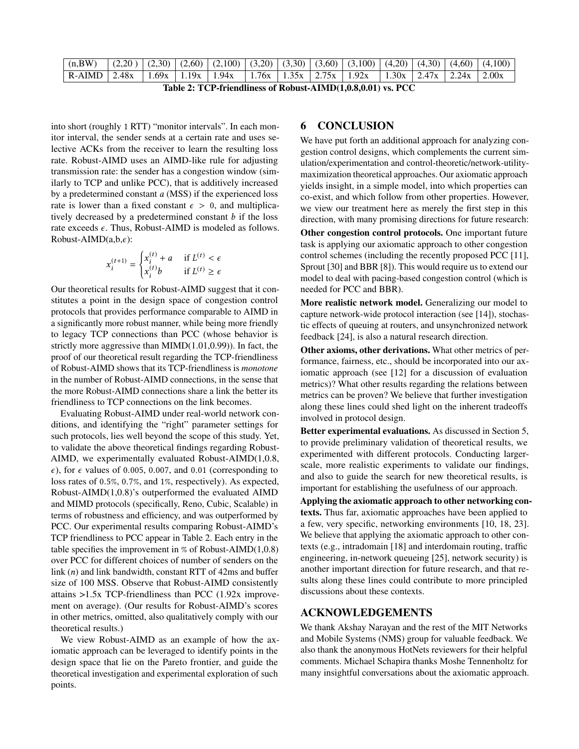| (n,BW) | (2,20 ) | (2,30) | (2,60) | (2,100) | (3,20) | (3,30) | (3,60) | (3,100) | (4,20) | (4,30) | (4,60) | (4,100) |
|---|---|---|---|---|---|---|---|---|---|---|---|---|
| R-AIMD | 2.48x | 1.69x | 1.19x | 1.94x | 1.76x | 1.35x | 2.75x | 1.92x | 1.30x | 2.47x | 2.24x | 2.00x |

**Table 2: TCP-friendliness of Robust-AIMD(1,0.8,0.01) vs. PCC**

into short (roughly 1 RTT) "monitor intervals". In each monitor interval, the sender sends at a certain rate and uses selective ACKs from the receiver to learn the resulting loss rate. Robust-AIMD uses an AIMD-like rule for adjusting transmission rate: the sender has a congestion window (similarly to TCP and unlike PCC), that is additively increased by a predetermined constant $a$ (MSS) if the experienced loss rate is lower than a fixed constant $\epsilon > 0$, and multiplicatively decreased by a predetermined constant $b$ if the loss rate exceeds $\epsilon$. Thus, Robust-AIMD is modeled as follows. Robust-AIMD(a,b,$\epsilon$):

$$x_i^{(t+1)} = \begin{cases} x_i^{(t)} + a & \text{if } L^{(t)} < \epsilon \\ x_i^{(t)} b & \text{if } L^{(t)} \geq \epsilon \end{cases}$$

Our theoretical results for Robust-AIMD suggest that it constitutes a point in the design space of congestion control protocols that provides performance comparable to AIMD in a significantly more robust manner, while being more friendly to legacy TCP connections than PCC (whose behavior is strictly more aggressive than MIMD(1.01,0.99)). In fact, the proof of our theoretical result regarding the TCP-friendliness of Robust-AIMD shows that its TCP-friendliness is *monotone* in the number of Robust-AIMD connections, in the sense that the more Robust-AIMD connections share a link the better its friendliness to TCP connections on the link becomes.

Evaluating Robust-AIMD under real-world network conditions, and identifying the "right" parameter settings for such protocols, lies well beyond the scope of this study. Yet, to validate the above theoretical findings regarding Robust-AIMD, we experimentally evaluated Robust-AIMD(1,0.8, $\epsilon$), for $\epsilon$ values of 0.005, 0.007, and 0.01 (corresponding to loss rates of 0.5%, 0.7%, and 1%, respectively). As expected, Robust-AIMD(1,0.8)'s outperformed the evaluated AIMD and MIMD protocols (specifically, Reno, Cubic, Scalable) in terms of robustness and efficiency, and was outperformed by PCC. Our experimental results comparing Robust-AIMD's TCP friendliness to PCC appear in Table 2. Each entry in the table specifies the improvement in % of Robust-AIMD(1,0.8) over PCC for different choices of number of senders on the link ($n$) and link bandwidth, constant RTT of 42ms and buffer size of 100 MSS. Observe that Robust-AIMD consistently attains >1.5x TCP-friendliness than PCC (1.92x improvement on average). (Our results for Robust-AIMD's scores in other metrics, omitted, also qualitatively comply with our theoretical results.)

We view Robust-AIMD as an example of how the axiomatic approach can be leveraged to identify points in the design space that lie on the Pareto frontier, and guide the theoretical investigation and experimental exploration of such points.

## 6 CONCLUSION

We have put forth an additional approach for analyzing congestion control designs, which complements the current simulation/experimentation and control-theoretic/network-utility-maximization theoretical approaches. Our axiomatic approach yields insight, in a simple model, into which properties can co-exist, and which follow from other properties. However, we view our treatment here as merely the first step in this direction, with many promising directions for future research:

**Other congestion control protocols.** One important future task is applying our axiomatic approach to other congestion control schemes (including the recently proposed PCC [11], Sprout [30] and BBR [8]). This would require us to extend our model to deal with pacing-based congestion control (which is needed for PCC and BBR).

**More realistic network model.** Generalizing our model to capture network-wide protocol interaction (see [14]), stochastic effects of queuing at routers, and unsynchronized network feedback [24], is also a natural research direction.

**Other axioms, other derivations.** What other metrics of performance, fairness, etc., should be incorporated into our axiomatic approach (see [12] for a discussion of evaluation metrics)? What other results regarding the relations between metrics can be proven? We believe that further investigation along these lines could shed light on the inherent tradeoffs involved in protocol design.

**Better experimental evaluations.** As discussed in Section 5, to provide preliminary validation of theoretical results, we experimented with different protocols. Conducting larger-scale, more realistic experiments to validate our findings, and also to guide the search for new theoretical results, is important for establishing the usefulness of our approach.

**Applying the axiomatic approach to other networking contexts.** Thus far, axiomatic approaches have been applied to a few, very specific, networking environments [10, 18, 23]. We believe that applying the axiomatic approach to other contexts (e.g., intradomain [18] and interdomain routing, traffic engineering, in-network queueing [25], network security) is another important direction for future research, and that results along these lines could contribute to more principled discussions about these contexts.

## ACKNOWLEDGEMENTS

We thank Akshay Narayan and the rest of the MIT Networks and Mobile Systems (NMS) group for valuable feedback. We also thank the anonymous HotNets reviewers for their helpful comments. Michael Schapira thanks Moshe Tennenholtz for many insightful conversations about the axiomatic approach.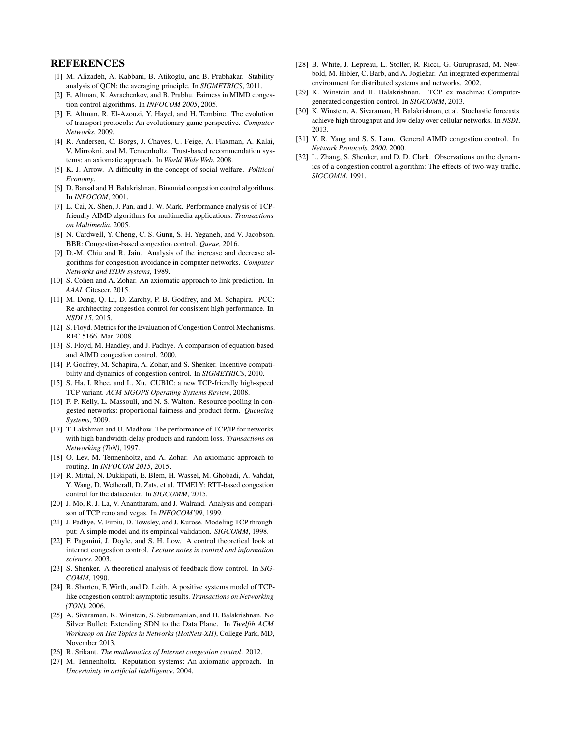## REFERENCES

[1] M. Alizadeh, A. Kabbani, B. Atikoglu, and B. Prabhakar. Stability analysis of QCN: the averaging principle. In *SIGMETRICS*, 2011.

[2] E. Altman, K. Avrachenkov, and B. Prabhu. Fairness in MIMD congestion control algorithms. In *INFOCOM 2005*, 2005.

[3] E. Altman, R. El-Azouzi, Y. Hayel, and H. Tembine. The evolution of transport protocols: An evolutionary game perspective. *Computer Networks*, 2009.

[4] R. Andersen, C. Borgs, J. Chayes, U. Feige, A. Flaxman, A. Kalai, V. Mirrokni, and M. Tennenholtz. Trust-based recommendation systems: an axiomatic approach. In *World Wide Web*, 2008.

[5] K. J. Arrow. A difficulty in the concept of social welfare. *Political Economy*.

[6] D. Bansal and H. Balakrishnan. Binomial congestion control algorithms. In *INFOCOM*, 2001.

[7] L. Cai, X. Shen, J. Pan, and J. W. Mark. Performance analysis of TCP-friendly AIMD algorithms for multimedia applications. *Transactions on Multimedia*, 2005.

[8] N. Cardwell, Y. Cheng, C. S. Gunn, S. H. Yeganeh, and V. Jacobson. BBR: Congestion-based congestion control. *Queue*, 2016.

[9] D.-M. Chiu and R. Jain. Analysis of the increase and decrease algorithms for congestion avoidance in computer networks. *Computer Networks and ISDN systems*, 1989.

[10] S. Cohen and A. Zohar. An axiomatic approach to link prediction. In *AAAI*. Citeseer, 2015.

[11] M. Dong, Q. Li, D. Zarchy, P. B. Godfrey, and M. Schapira. PCC: Re-architecting congestion control for consistent high performance. In *NSDI 15*, 2015.

[12] S. Floyd. Metrics for the Evaluation of Congestion Control Mechanisms. RFC 5166, Mar. 2008.

[13] S. Floyd, M. Handley, and J. Padhye. A comparison of equation-based and AIMD congestion control. 2000.

[14] P. Godfrey, M. Schapira, A. Zohar, and S. Shenker. Incentive compatibility and dynamics of congestion control. In *SIGMETRICS*, 2010.

[15] S. Ha, I. Rhee, and L. Xu. CUBIC: a new TCP-friendly high-speed TCP variant. *ACM SIGOPS Operating Systems Review*, 2008.

[16] F. P. Kelly, L. Massouli, and N. S. Walton. Resource pooling in congested networks: proportional fairness and product form. *Queueing Systems*, 2009.

[17] T. Lakshman and U. Madhow. The performance of TCP/IP for networks with high bandwidth-delay products and random loss. *Transactions on Networking (ToN)*, 1997.

[18] O. Lev, M. Tennenholtz, and A. Zohar. An axiomatic approach to routing. In *INFOCOM 2015*, 2015.

[19] R. Mittal, N. Dukkipati, E. Blem, H. Wassel, M. Ghobadi, A. Vahdat, Y. Wang, D. Wetherall, D. Zats, et al. TIMELY: RTT-based congestion control for the datacenter. In *SIGCOMM*, 2015.

[20] J. Mo, R. J. La, V. Anantharam, and J. Walrand. Analysis and comparison of TCP reno and vegas. In *INFOCOM'99*, 1999.

[21] J. Padhye, V. Firoiu, D. Towsley, and J. Kurose. Modeling TCP throughput: A simple model and its empirical validation. *SIGCOMM*, 1998.

[22] F. Paganini, J. Doyle, and S. H. Low. A control theoretical look at internet congestion control. *Lecture notes in control and information sciences*, 2003.

[23] S. Shenker. A theoretical analysis of feedback flow control. In *SIGCOMM*, 1990.

[24] R. Shorten, F. Wirth, and D. Leith. A positive systems model of TCP-like congestion control: asymptotic results. *Transactions on Networking (TON)*, 2006.

[25] A. Sivaraman, K. Winstein, S. Subramanian, and H. Balakrishnan. No Silver Bullet: Extending SDN to the Data Plane. In *Twelfth ACM Workshop on Hot Topics in Networks (HotNets-XII)*, College Park, MD, November 2013.

[26] R. Srikant. *The mathematics of Internet congestion control*. 2012.

[27] M. Tennenholtz. Reputation systems: An axiomatic approach. In *Uncertainty in artificial intelligence*, 2004.

[28] B. White, J. Lepreau, L. Stoller, R. Ricci, G. Guruprasad, M. Newbold, M. Hibler, C. Barb, and A. Joglekar. An integrated experimental environment for distributed systems and networks. 2002.

[29] K. Winstein and H. Balakrishnan. TCP ex machina: Computer-generated congestion control. In *SIGCOMM*, 2013.

[30] K. Winstein, A. Sivaraman, H. Balakrishnan, et al. Stochastic forecasts achieve high throughput and low delay over cellular networks. In *NSDI*, 2013.

[31] Y. R. Yang and S. S. Lam. General AIMD congestion control. In *Network Protocols, 2000*, 2000.

[32] L. Zhang, S. Shenker, and D. D. Clark. Observations on the dynamics of a congestion control algorithm: The effects of two-way traffic. *SIGCOMM*, 1991.